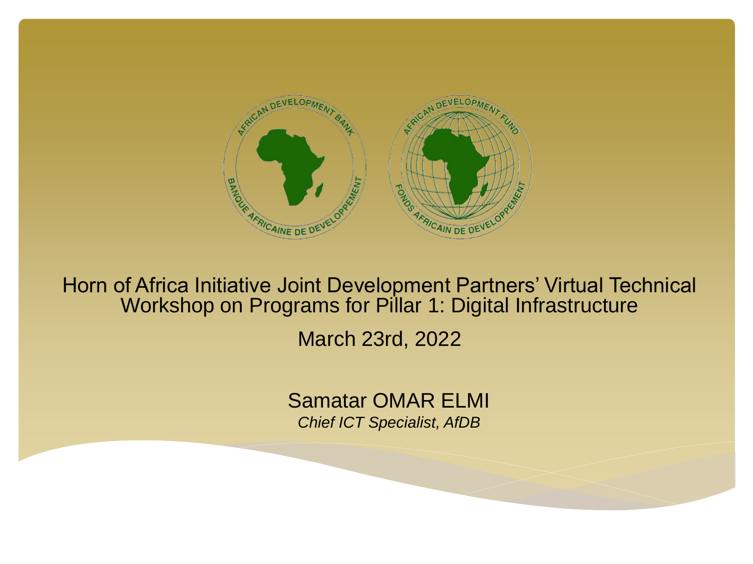# Horn of Africa Initiative Joint Development Partners' Virtual Technical Workshop on Programs for Pillar 1: Digital Infrastructure

March 23rd, 2022

Samatar OMAR ELMI

*Chief ICT Specialist, AfDB*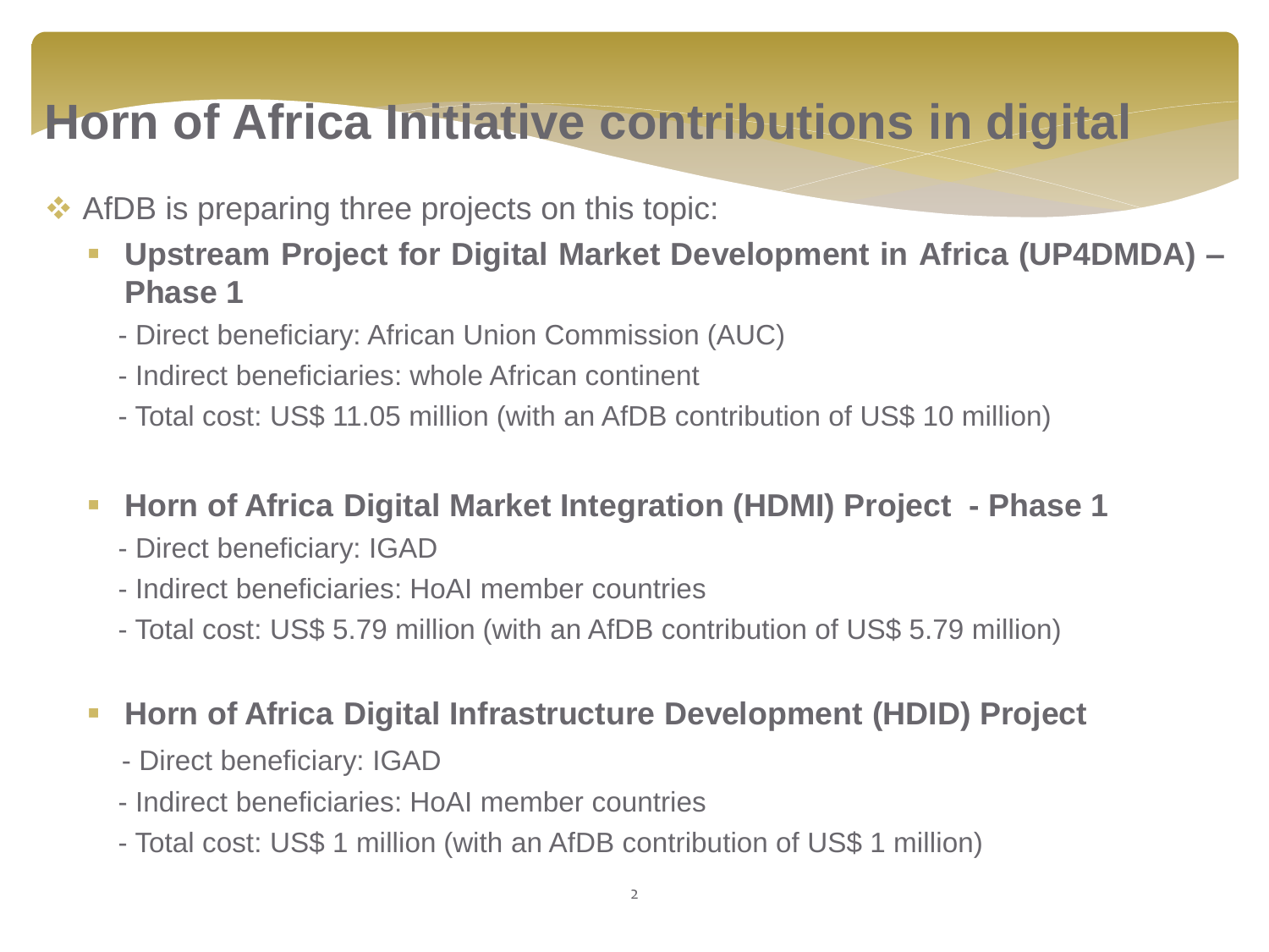# Horn of Africa Initiative contributions in digital

- AfDB is preparing three projects on this topic:
  - **Upstream Project for Digital Market Development in Africa (UP4DMDA) – Phase 1**
    - Direct beneficiary: African Union Commission (AUC)
    - Indirect beneficiaries: whole African continent
    - Total cost: US$ 11.05 million (with an AfDB contribution of US$ 10 million)
  - **Horn of Africa Digital Market Integration (HDMI) Project - Phase 1**
    - Direct beneficiary: IGAD
    - Indirect beneficiaries: HoAI member countries
    - Total cost: US$ 5.79 million (with an AfDB contribution of US$ 5.79 million)
  - **Horn of Africa Digital Infrastructure Development (HDID) Project**
    - Direct beneficiary: IGAD
    - Indirect beneficiaries: HoAI member countries
    - Total cost: US$ 1 million (with an AfDB contribution of US$ 1 million)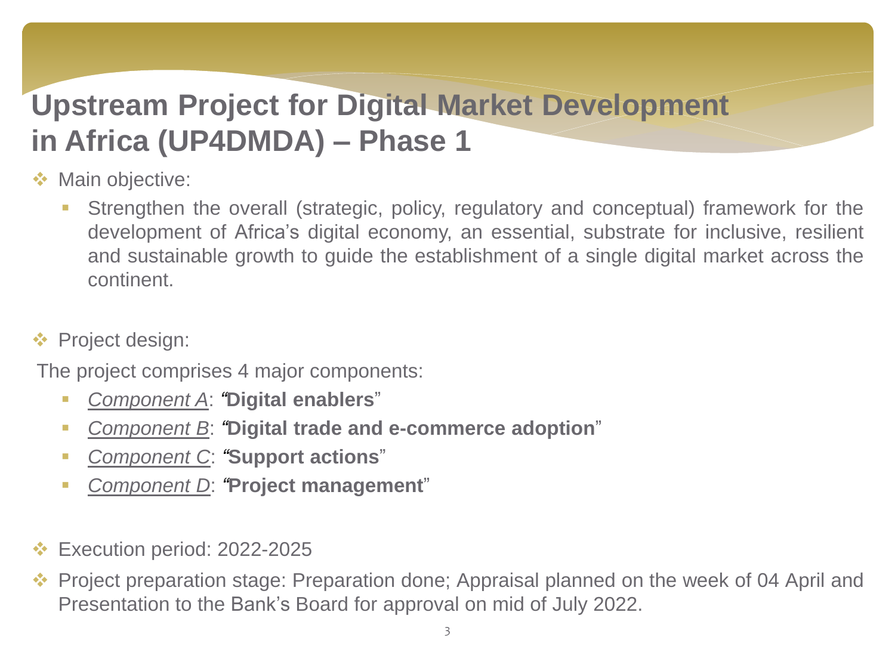# Upstream Project for Digital Market Development in Africa (UP4DMDA) – Phase 1

- Main objective:
  - Strengthen the overall (strategic, policy, regulatory and conceptual) framework for the development of Africa's digital economy, an essential, substrate for inclusive, resilient and sustainable growth to guide the establishment of a single digital market across the continent.

- Project design:

The project comprises 4 major components:

  - *Component A*: "**Digital enablers**"
  - *Component B*: "**Digital trade and e-commerce adoption**"
  - *Component C*: "**Support actions**"
  - *Component D*: "**Project management**"

- Execution period: 2022-2025
- Project preparation stage: Preparation done; Appraisal planned on the week of 04 April and Presentation to the Bank's Board for approval on mid of July 2022.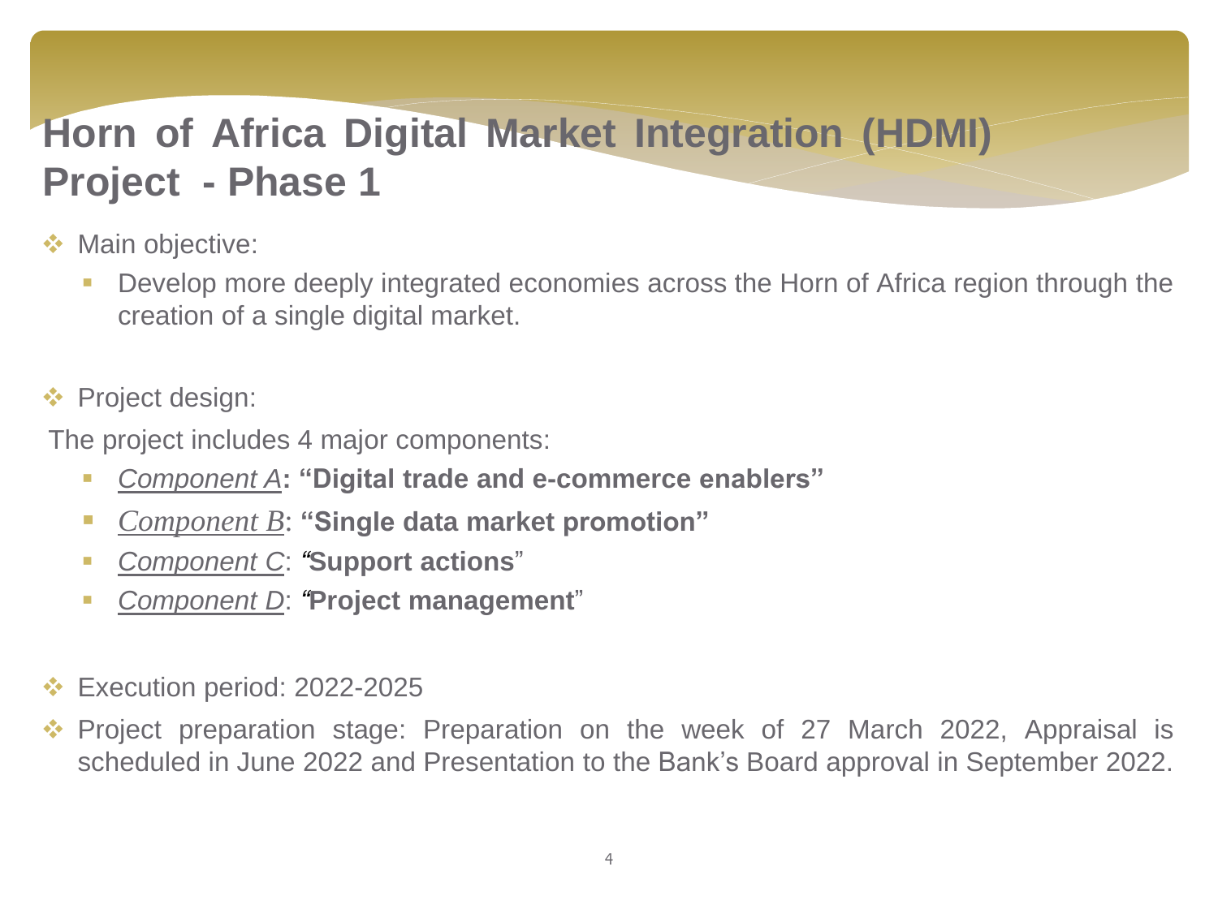# Horn of Africa Digital Market Integration (HDMI) Project - Phase 1

- Main objective:
  - Develop more deeply integrated economies across the Horn of Africa region through the creation of a single digital market.

- Project design:

The project includes 4 major components:

  - *Component A*: **"Digital trade and e-commerce enablers"**
  - *Component B*: **"Single data market promotion"**
  - *Component C*: **"Support actions"**
  - *Component D*: **"Project management"**

- Execution period: 2022-2025
- Project preparation stage: Preparation on the week of 27 March 2022, Appraisal is scheduled in June 2022 and Presentation to the Bank's Board approval in September 2022.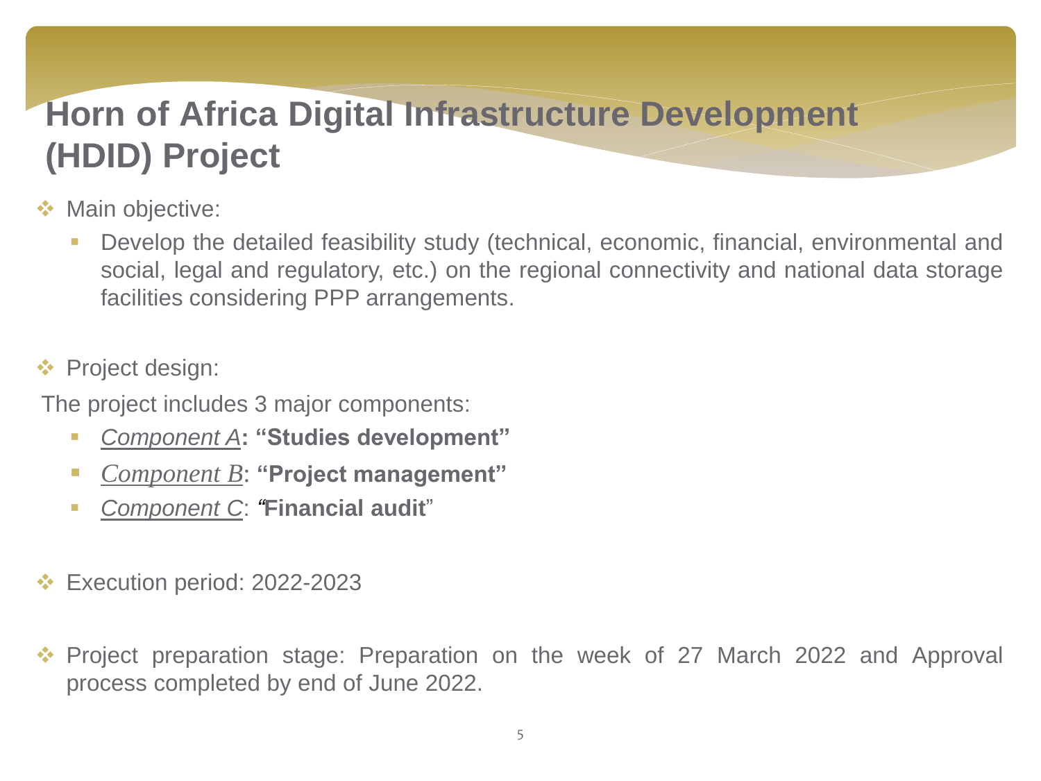# Horn of Africa Digital Infrastructure Development (HDID) Project

- Main objective:
  - Develop the detailed feasibility study (technical, economic, financial, environmental and social, legal and regulatory, etc.) on the regional connectivity and national data storage facilities considering PPP arrangements.

- Project design:

The project includes 3 major components:

  - *Component A*: **"Studies development"**
  - *Component B*: **"Project management"**
  - *Component C*: **"Financial audit"**

- Execution period: 2022-2023

- Project preparation stage: Preparation on the week of 27 March 2022 and Approval process completed by end of June 2022.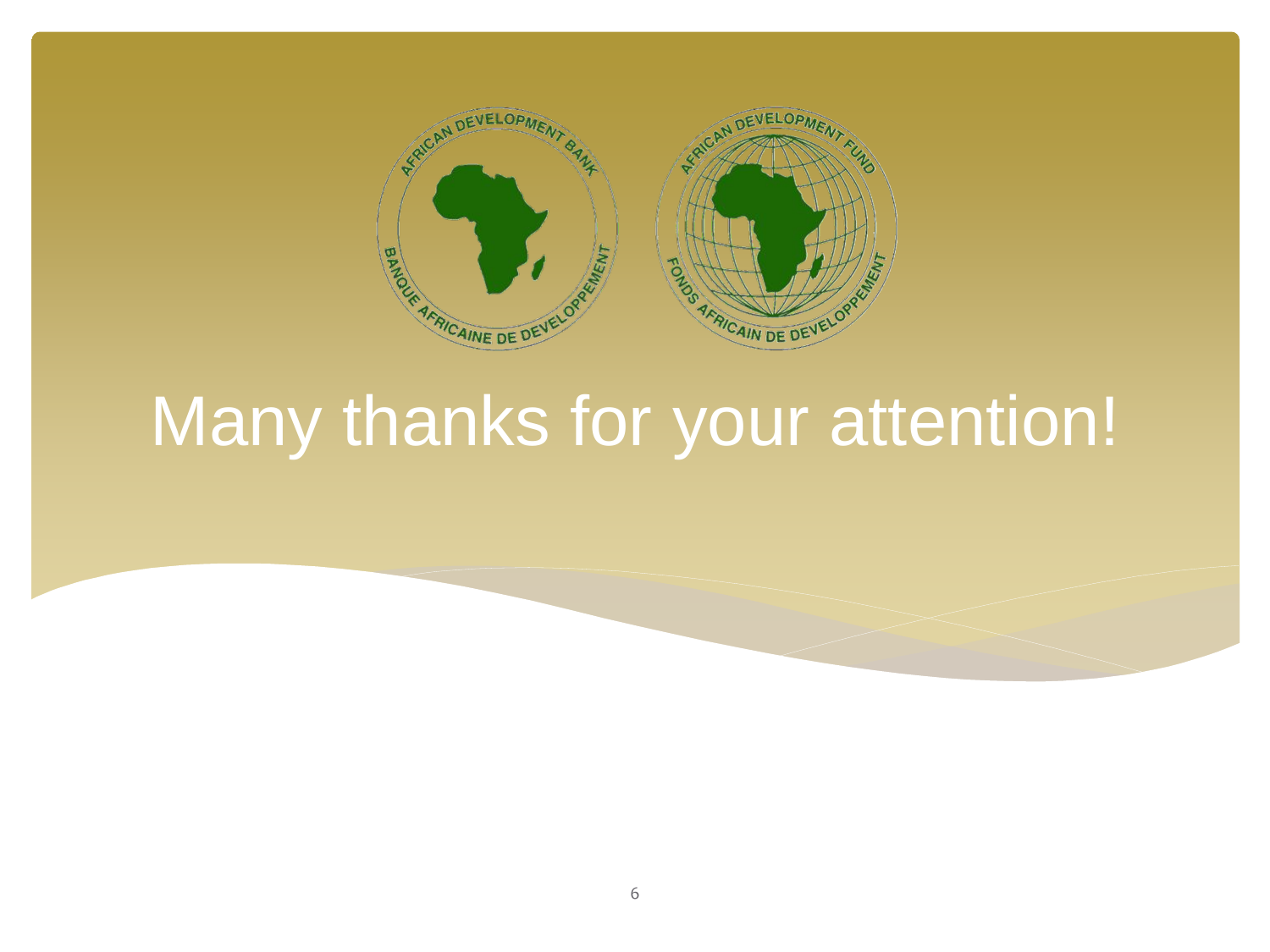# Many thanks for your attention!